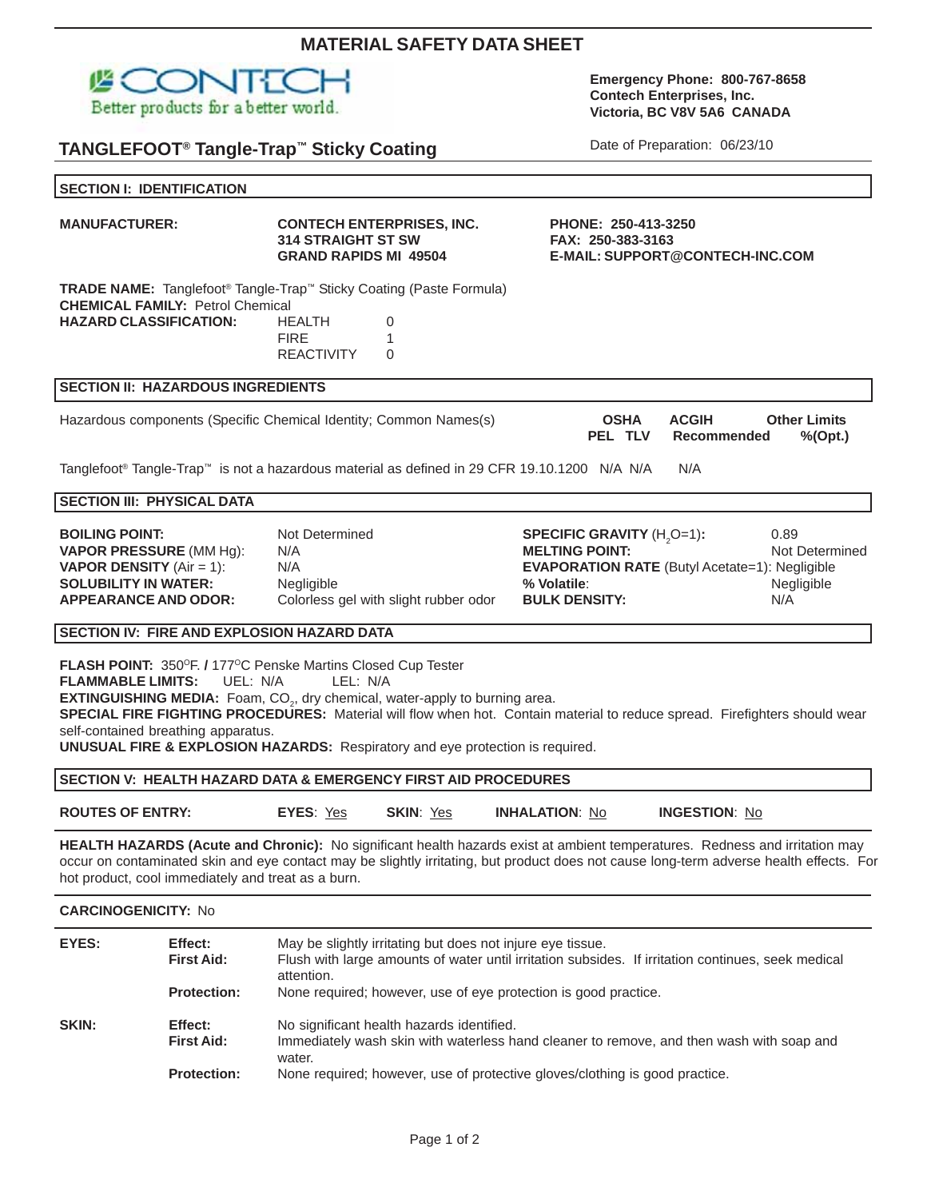# MATERIAL SAFETY DATA SHEET

CONTECH
Better products for a better world.

**Emergency Phone: 800-767-8658**
**Contech Enterprises, Inc.**
**Victoria, BC V8V 5A6 CANADA**

## TANGLEFOOT® Tangle-Trap™ Sticky Coating

Date of Preparation: 06/23/10

### SECTION I: IDENTIFICATION

**MANUFACTURER:** **CONTECH ENTERPRISES, INC.**
**314 STRAIGHT ST SW**
**GRAND RAPIDS MI 49504**

**PHONE: 250-413-3250**
**FAX: 250-383-3163**
**E-MAIL: SUPPORT@CONTECH-INC.COM**

**TRADE NAME:** Tanglefoot® Tangle-Trap™ Sticky Coating (Paste Formula)
**CHEMICAL FAMILY:** Petrol Chemical
**HAZARD CLASSIFICATION:**

| | |
|---|---|
| HEALTH | 0 |
| FIRE | 1 |
| REACTIVITY | 0 |

### SECTION II: HAZARDOUS INGREDIENTS

| Hazardous components (Specific Chemical Identity; Common Names(s) | OSHA PEL | TLV | ACGIH Recommended | Other Limits %(Opt.) |
|---|---|---|---|---|
| Tanglefoot® Tangle-Trap™ is not a hazardous material as defined in 29 CFR 19.10.1200 | N/A | N/A | N/A | |

### SECTION III: PHYSICAL DATA

| | | | |
|---|---|---|---|
| **BOILING POINT:** | Not Determined | **SPECIFIC GRAVITY** ($H_2O$=1)**:** | 0.89 |
| **VAPOR PRESSURE** (MM Hg): | N/A | **MELTING POINT:** | Not Determined |
| **VAPOR DENSITY** (Air = 1): | N/A | **EVAPORATION RATE** (Butyl Acetate=1): | Negligible |
| **SOLUBILITY IN WATER:** | Negligible | **% Volatile**: | Negligible |
| **APPEARANCE AND ODOR:** | Colorless gel with slight rubber odor | **BULK DENSITY:** | N/A |

### SECTION IV: FIRE AND EXPLOSION HAZARD DATA

**FLASH POINT:** 350°F. **/** 177°C Penske Martins Closed Cup Tester
**FLAMMABLE LIMITS:** UEL: N/A LEL: N/A
**EXTINGUISHING MEDIA:** Foam, $CO_2$, dry chemical, water-apply to burning area.
**SPECIAL FIRE FIGHTING PROCEDURES:** Material will flow when hot. Contain material to reduce spread. Firefighters should wear self-contained breathing apparatus.
**UNUSUAL FIRE & EXPLOSION HAZARDS:** Respiratory and eye protection is required.

### SECTION V: HEALTH HAZARD DATA & EMERGENCY FIRST AID PROCEDURES

**ROUTES OF ENTRY:** **EYES**: Yes **SKIN**: Yes **INHALATION**: No **INGESTION**: No

**HEALTH HAZARDS (Acute and Chronic):** No significant health hazards exist at ambient temperatures. Redness and irritation may occur on contaminated skin and eye contact may be slightly irritating, but product does not cause long-term adverse health effects. For hot product, cool immediately and treat as a burn.

**CARCINOGENICITY:** No

| | | |
|---|---|---|
| **EYES:** | **Effect:** | May be slightly irritating but does not injure eye tissue. |
| | **First Aid:** | Flush with large amounts of water until irritation subsides. If irritation continues, seek medical attention. |
| | **Protection:** | None required; however, use of eye protection is good practice. |
| **SKIN:** | **Effect:** | No significant health hazards identified. |
| | **First Aid:** | Immediately wash skin with waterless hand cleaner to remove, and then wash with soap and water. |
| | **Protection:** | None required; however, use of protective gloves/clothing is good practice. |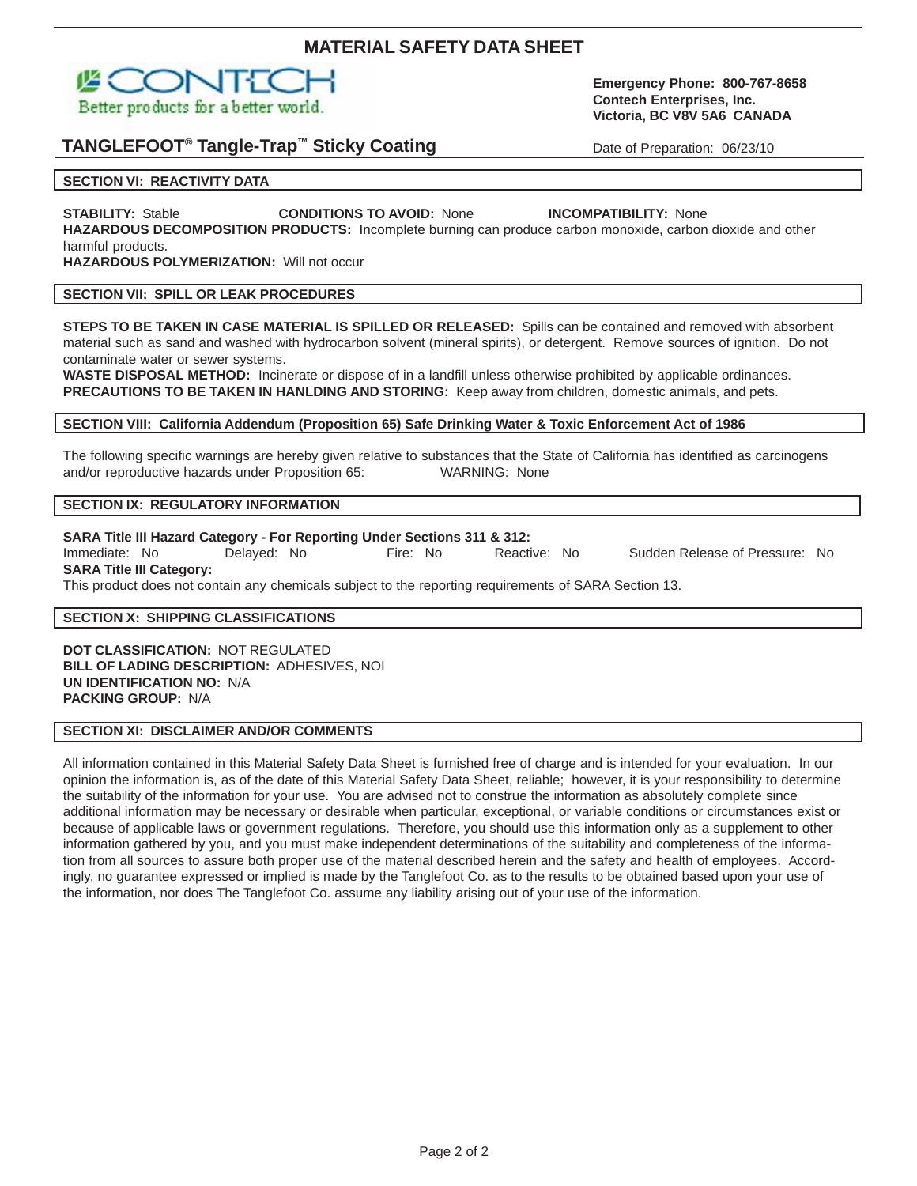# MATERIAL SAFETY DATA SHEET

CONTECH
Better products for a better world.

**Emergency Phone: 800-767-8658**
**Contech Enterprises, Inc.**
**Victoria, BC V8V 5A6 CANADA**

## TANGLEFOOT® Tangle-Trap™ Sticky Coating

Date of Preparation: 06/23/10

### SECTION VI: REACTIVITY DATA

**STABILITY:** Stable **CONDITIONS TO AVOID:** None **INCOMPATIBILITY:** None
**HAZARDOUS DECOMPOSITION PRODUCTS:** Incomplete burning can produce carbon monoxide, carbon dioxide and other harmful products.
**HAZARDOUS POLYMERIZATION:** Will not occur

### SECTION VII: SPILL OR LEAK PROCEDURES

**STEPS TO BE TAKEN IN CASE MATERIAL IS SPILLED OR RELEASED:** Spills can be contained and removed with absorbent material such as sand and washed with hydrocarbon solvent (mineral spirits), or detergent. Remove sources of ignition. Do not contaminate water or sewer systems.
**WASTE DISPOSAL METHOD:** Incinerate or dispose of in a landfill unless otherwise prohibited by applicable ordinances.
**PRECAUTIONS TO BE TAKEN IN HANLDING AND STORING:** Keep away from children, domestic animals, and pets.

### SECTION VIII: California Addendum (Proposition 65) Safe Drinking Water & Toxic Enforcement Act of 1986

The following specific warnings are hereby given relative to substances that the State of California has identified as carcinogens and/or reproductive hazards under Proposition 65: WARNING: None

### SECTION IX: REGULATORY INFORMATION

**SARA Title III Hazard Category - For Reporting Under Sections 311 & 312:**
Immediate: No Delayed: No Fire: No Reactive: No Sudden Release of Pressure: No
**SARA Title III Category:**
This product does not contain any chemicals subject to the reporting requirements of SARA Section 13.

### SECTION X: SHIPPING CLASSIFICATIONS

**DOT CLASSIFICATION:** NOT REGULATED
**BILL OF LADING DESCRIPTION:** ADHESIVES, NOI
**UN IDENTIFICATION NO:** N/A
**PACKING GROUP:** N/A

### SECTION XI: DISCLAIMER AND/OR COMMENTS

All information contained in this Material Safety Data Sheet is furnished free of charge and is intended for your evaluation. In our opinion the information is, as of the date of this Material Safety Data Sheet, reliable; however, it is your responsibility to determine the suitability of the information for your use. You are advised not to construe the information as absolutely complete since additional information may be necessary or desirable when particular, exceptional, or variable conditions or circumstances exist or because of applicable laws or government regulations. Therefore, you should use this information only as a supplement to other information gathered by you, and you must make independent determinations of the suitability and completeness of the information from all sources to assure both proper use of the material described herein and the safety and health of employees. Accordingly, no guarantee expressed or implied is made by the Tanglefoot Co. as to the results to be obtained based upon your use of the information, nor does The Tanglefoot Co. assume any liability arising out of your use of the information.